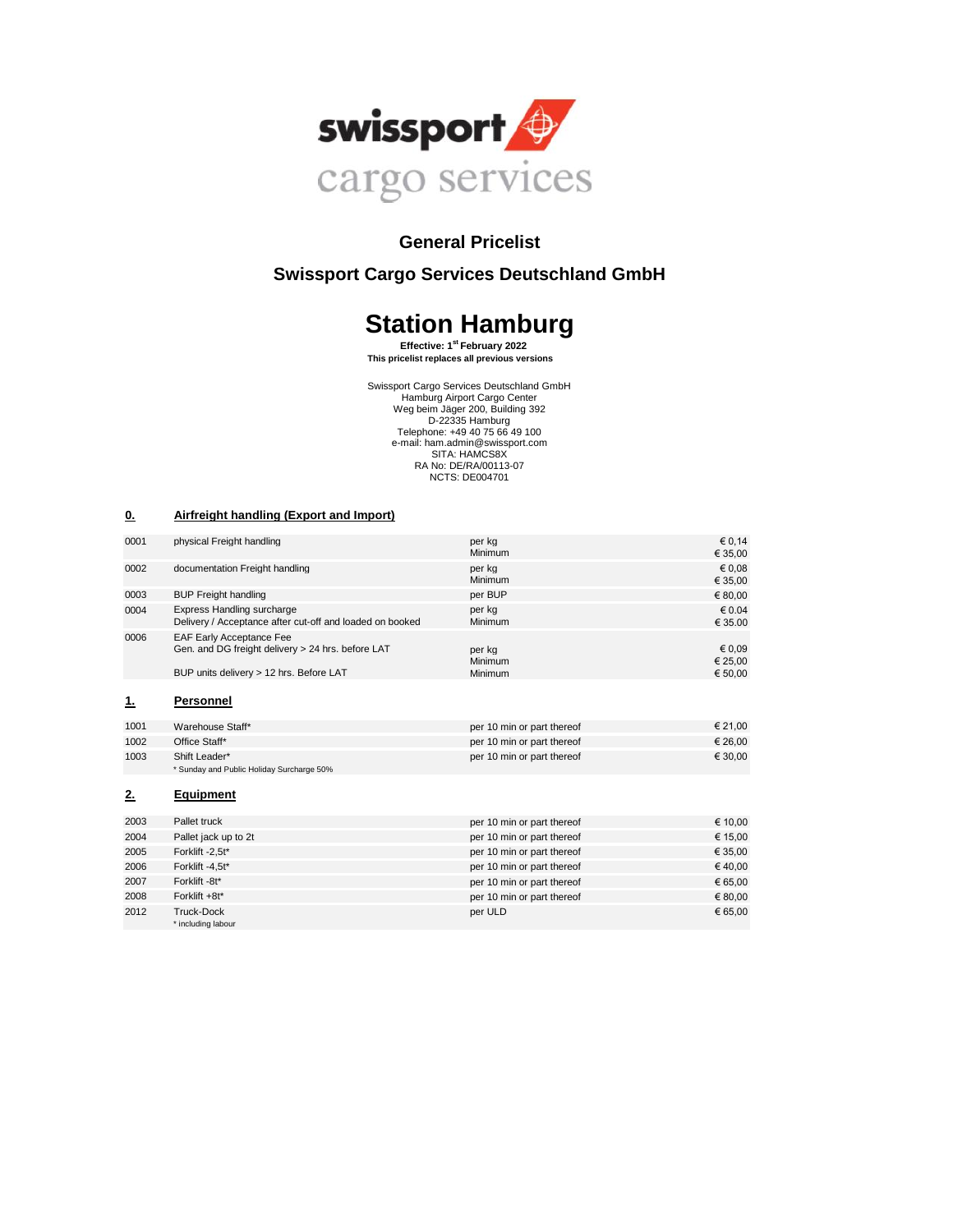swissport cargo services

## General Pricelist

## Swissport Cargo Services Deutschland GmbH

# Station Hamburg

**Effective: 1st February 2022**
**This pricelist replaces all previous versions**

Swissport Cargo Services Deutschland GmbH
Hamburg Airport Cargo Center
Weg beim Jäger 200, Building 392
D-22335 Hamburg
Telephone: +49 40 75 66 49 100
e-mail: ham.admin@swissport.com
SITA: HAMCS8X
RA No: DE/RA/00113-07
NCTS: DE004701

### 0. Airfreight handling (Export and Import)

| Code | Description | Unit | Price |
|---|---|---|---|
| 0001 | physical Freight handling | per kg<br>Minimum | € 0,14<br>€ 35,00 |
| 0002 | documentation Freight handling | per kg<br>Minimum | € 0,08<br>€ 35,00 |
| 0003 | BUP Freight handling | per BUP | € 80,00 |
| 0004 | Express Handling surcharge<br>Delivery / Acceptance after cut-off and loaded on booked | per kg<br>Minimum | € 0.04<br>€ 35.00 |
| 0006 | EAF Early Acceptance Fee<br>Gen. and DG freight delivery > 24 hrs. before LAT | per kg<br>Minimum | € 0,09<br>€ 25,00 |
| | BUP units delivery > 12 hrs. Before LAT | Minimum | € 50,00 |

### 1. Personnel

| Code | Description | Unit | Price |
|---|---|---|---|
| 1001 | Warehouse Staff* | per 10 min or part thereof | € 21,00 |
| 1002 | Office Staff* | per 10 min or part thereof | € 26,00 |
| 1003 | Shift Leader* | per 10 min or part thereof | € 30,00 |

\* Sunday and Public Holiday Surcharge 50%

### 2. Equipment

| Code | Description | Unit | Price |
|---|---|---|---|
| 2003 | Pallet truck | per 10 min or part thereof | € 10,00 |
| 2004 | Pallet jack up to 2t | per 10 min or part thereof | € 15,00 |
| 2005 | Forklift -2,5t* | per 10 min or part thereof | € 35,00 |
| 2006 | Forklift -4,5t* | per 10 min or part thereof | € 40,00 |
| 2007 | Forklift -8t* | per 10 min or part thereof | € 65,00 |
| 2008 | Forklift +8t* | per 10 min or part thereof | € 80,00 |
| 2012 | Truck-Dock | per ULD | € 65,00 |

\* including labour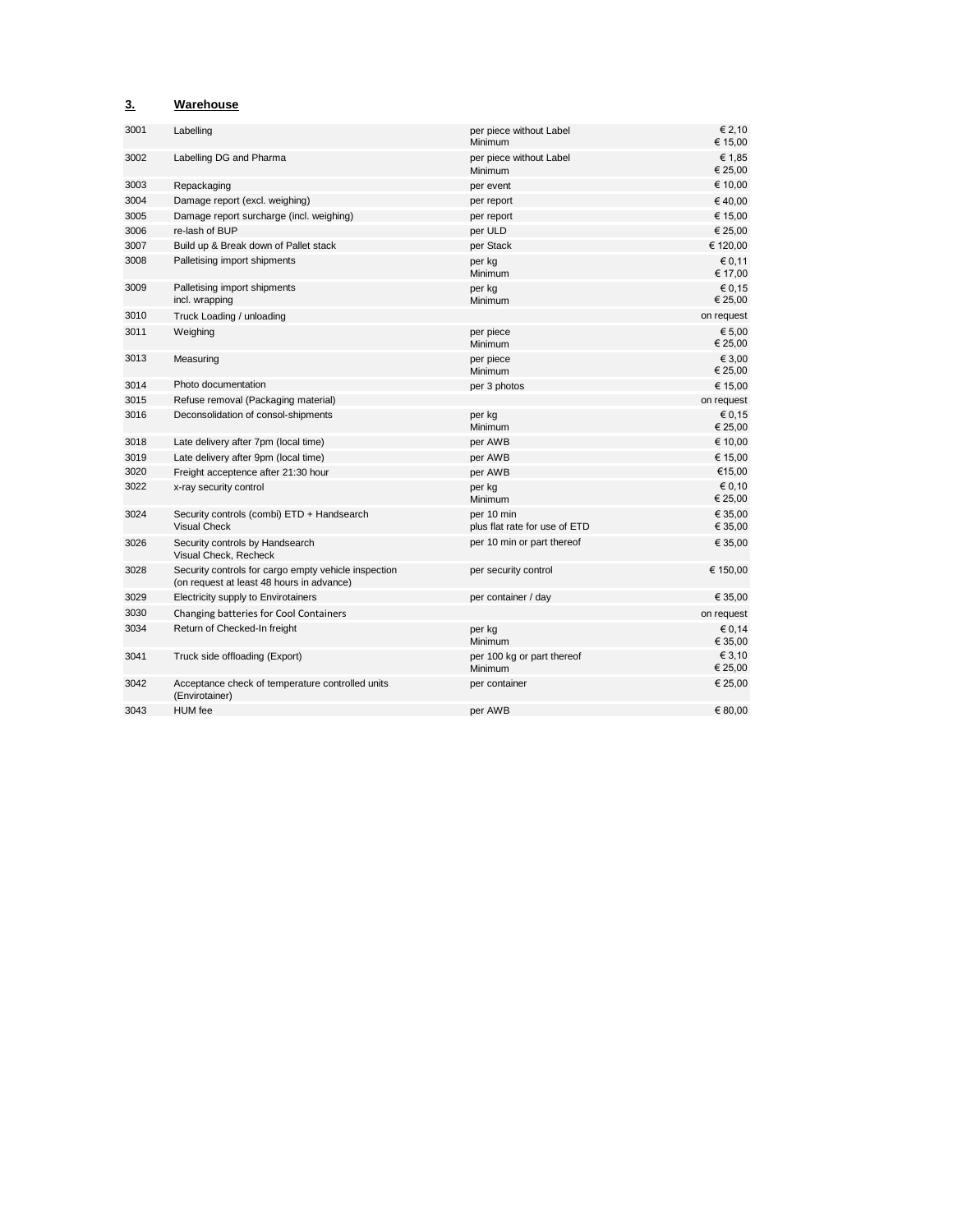## 3. Warehouse

| Code | Service | Unit | Price |
|---|---|---|---|
| 3001 | Labelling | per piece without Label<br>Minimum | € 2,10<br>€ 15,00 |
| 3002 | Labelling DG and Pharma | per piece without Label<br>Minimum | € 1,85<br>€ 25,00 |
| 3003 | Repackaging | per event | € 10,00 |
| 3004 | Damage report (excl. weighing) | per report | € 40,00 |
| 3005 | Damage report surcharge (incl. weighing) | per report | € 15,00 |
| 3006 | re-lash of BUP | per ULD | € 25,00 |
| 3007 | Build up & Break down of Pallet stack | per Stack | € 120,00 |
| 3008 | Palletising import shipments | per kg<br>Minimum | € 0,11<br>€ 17,00 |
| 3009 | Palletising import shipments<br>incl. wrapping | per kg<br>Minimum | € 0,15<br>€ 25,00 |
| 3010 | Truck Loading / unloading | | on request |
| 3011 | Weighing | per piece<br>Minimum | € 5,00<br>€ 25,00 |
| 3013 | Measuring | per piece<br>Minimum | € 3,00<br>€ 25,00 |
| 3014 | Photo documentation | per 3 photos | € 15,00 |
| 3015 | Refuse removal (Packaging material) | | on request |
| 3016 | Deconsolidation of consol-shipments | per kg<br>Minimum | € 0,15<br>€ 25,00 |
| 3018 | Late delivery after 7pm (local time) | per AWB | € 10,00 |
| 3019 | Late delivery after 9pm (local time) | per AWB | € 15,00 |
| 3020 | Freight acceptence after 21:30 hour | per AWB | €15,00 |
| 3022 | x-ray security control | per kg<br>Minimum | € 0,10<br>€ 25,00 |
| 3024 | Security controls (combi) ETD + Handsearch<br>Visual Check | per 10 min<br>plus flat rate for use of ETD | € 35,00<br>€ 35,00 |
| 3026 | Security controls by Handsearch<br>Visual Check, Recheck | per 10 min or part thereof | € 35,00 |
| 3028 | Security controls for cargo empty vehicle inspection<br>(on request at least 48 hours in advance) | per security control | € 150,00 |
| 3029 | Electricity supply to Envirotainers | per container / day | € 35,00 |
| 3030 | Changing batteries for Cool Containers | | on request |
| 3034 | Return of Checked-In freight | per kg<br>Minimum | € 0,14<br>€ 35,00 |
| 3041 | Truck side offloading (Export) | per 100 kg or part thereof<br>Minimum | € 3,10<br>€ 25,00 |
| 3042 | Acceptance check of temperature controlled units<br>(Envirotainer) | per container | € 25,00 |
| 3043 | HUM fee | per AWB | € 80,00 |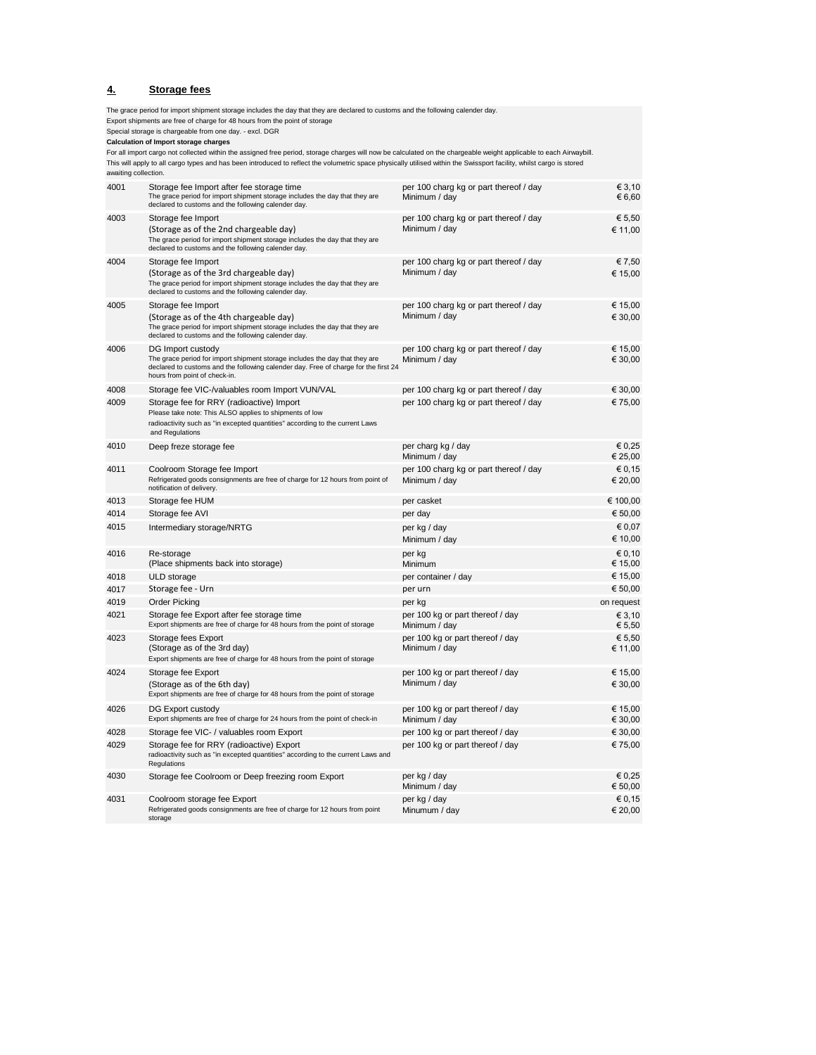## 4. Storage fees

The grace period for import shipment storage includes the day that they are declared to customs and the following calender day.
Export shipments are free of charge for 48 hours from the point of storage
Special storage is chargeable from one day. - excl. DGR

**Calculation of Import storage charges**

For all import cargo not collected within the assigned free period, storage charges will now be calculated on the chargeable weight applicable to each Airwaybill. This will apply to all cargo types and has been introduced to reflect the volumetric space physically utilised within the Swissport facility, whilst cargo is stored awaiting collection.

| Code | Description | Unit | Price |
|---|---|---|---|
| 4001 | Storage fee Import after fee storage time<br>The grace period for import shipment storage includes the day that they are declared to customs and the following calender day. | per 100 charg kg or part thereof / day<br>Minimum / day | € 3,10<br>€ 6,60 |
| 4003 | Storage fee Import<br>(Storage as of the 2nd chargeable day)<br>The grace period for import shipment storage includes the day that they are declared to customs and the following calender day. | per 100 charg kg or part thereof / day<br>Minimum / day | € 5,50<br>€ 11,00 |
| 4004 | Storage fee Import<br>(Storage as of the 3rd chargeable day)<br>The grace period for import shipment storage includes the day that they are declared to customs and the following calender day. | per 100 charg kg or part thereof / day<br>Minimum / day | € 7,50<br>€ 15,00 |
| 4005 | Storage fee Import<br>(Storage as of the 4th chargeable day)<br>The grace period for import shipment storage includes the day that they are declared to customs and the following calender day. | per 100 charg kg or part thereof / day<br>Minimum / day | € 15,00<br>€ 30,00 |
| 4006 | DG Import custody<br>The grace period for import shipment storage includes the day that they are declared to customs and the following calender day. Free of charge for the first 24 hours from point of check-in. | per 100 charg kg or part thereof / day<br>Minimum / day | € 15,00<br>€ 30,00 |
| 4008 | Storage fee VIC-/valuables room Import VUN/VAL | per 100 charg kg or part thereof / day | € 30,00 |
| 4009 | Storage fee for RRY (radioactive) Import<br>Please take note: This ALSO applies to shipments of low radioactivity such as "in excepted quantities" according to the current Laws and Regulations | per 100 charg kg or part thereof / day | € 75,00 |
| 4010 | Deep freze storage fee | per charg kg / day<br>Minimum / day | € 0,25<br>€ 25,00 |
| 4011 | Coolroom Storage fee Import<br>Refrigerated goods consignments are free of charge for 12 hours from point of notification of delivery. | per 100 charg kg or part thereof / day<br>Minimum / day | € 0,15<br>€ 20,00 |
| 4013 | Storage fee HUM | per casket | € 100,00 |
| 4014 | Storage fee AVI | per day | € 50,00 |
| 4015 | Intermediary storage/NRTG | per kg / day<br>Minimum / day | € 0,07<br>€ 10,00 |
| 4016 | Re-storage<br>(Place shipments back into storage) | per kg<br>Minimum | € 0,10<br>€ 15,00 |
| 4018 | ULD storage | per container / day | € 15,00 |
| 4017 | Storage fee - Urn | per urn | € 50,00 |
| 4019 | Order Picking | per kg | on request |
| 4021 | Storage fee Export after fee storage time<br>Export shipments are free of charge for 48 hours from the point of storage | per 100 kg or part thereof / day<br>Minimum / day | € 3,10<br>€ 5,50 |
| 4023 | Storage fees Export<br>(Storage as of the 3rd day)<br>Export shipments are free of charge for 48 hours from the point of storage | per 100 kg or part thereof / day<br>Minimum / day | € 5,50<br>€ 11,00 |
| 4024 | Storage fee Export<br>(Storage as of the 6th day)<br>Export shipments are free of charge for 48 hours from the point of storage | per 100 kg or part thereof / day<br>Minimum / day | € 15,00<br>€ 30,00 |
| 4026 | DG Export custody<br>Export shipments are free of charge for 24 hours from the point of check-in | per 100 kg or part thereof / day<br>Minimum / day | € 15,00<br>€ 30,00 |
| 4028 | Storage fee VIC- / valuables room Export | per 100 kg or part thereof / day | € 30,00 |
| 4029 | Storage fee for RRY (radioactive) Export<br>radioactivity such as "in excepted quantities" according to the current Laws and Regulations | per 100 kg or part thereof / day | € 75,00 |
| 4030 | Storage fee Coolroom or Deep freezing room Export | per kg / day<br>Minimum / day | € 0,25<br>€ 50,00 |
| 4031 | Coolroom storage fee Export<br>Refrigerated goods consignments are free of charge for 12 hours from point storage | per kg / day<br>Minumum / day | € 0,15<br>€ 20,00 |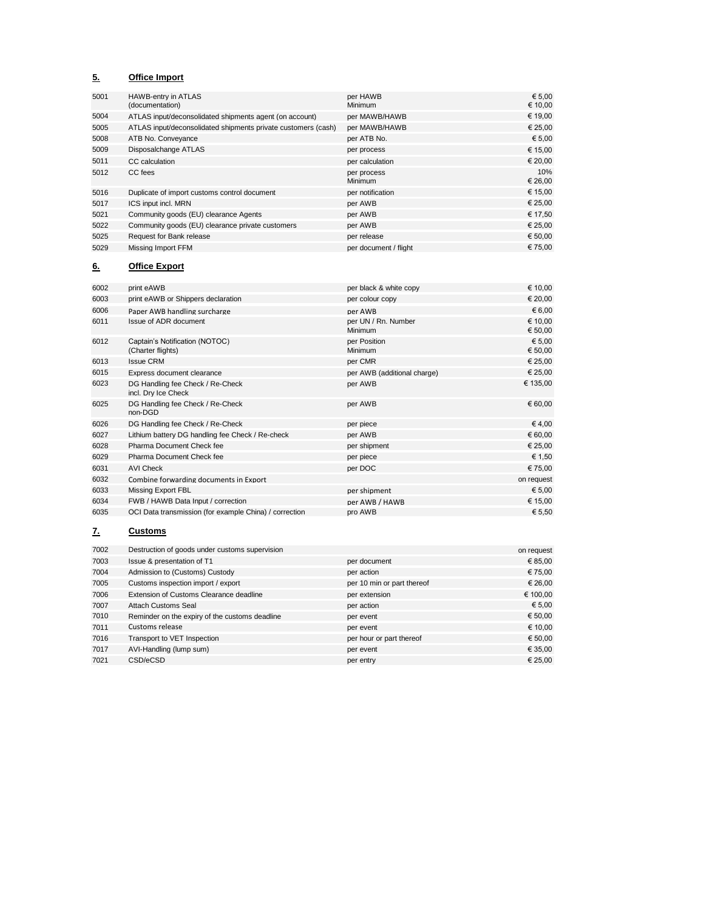## 5. Office Import

| | | | |
|---|---|---|---|
| 5001 | HAWB-entry in ATLAS<br>(documentation) | per HAWB<br>Minimum | € 5,00<br>€ 10,00 |
| 5004 | ATLAS input/deconsolidated shipments agent (on account) | per MAWB/HAWB | € 19,00 |
| 5005 | ATLAS input/deconsolidated shipments private customers (cash) | per MAWB/HAWB | € 25,00 |
| 5008 | ATB No. Conveyance | per ATB No. | € 5,00 |
| 5009 | Disposalchange ATLAS | per process | € 15,00 |
| 5011 | CC calculation | per calculation | € 20,00 |
| 5012 | CC fees | per process<br>Minimum | 10%<br>€ 26,00 |
| 5016 | Duplicate of import customs control document | per notification | € 15,00 |
| 5017 | ICS input incl. MRN | per AWB | € 25,00 |
| 5021 | Community goods (EU) clearance Agents | per AWB | € 17,50 |
| 5022 | Community goods (EU) clearance private customers | per AWB | € 25,00 |
| 5025 | Request for Bank release | per release | € 50,00 |
| 5029 | Missing Import FFM | per document / flight | € 75,00 |

## 6. Office Export

| | | | |
|---|---|---|---|
| 6002 | print eAWB | per black & white copy | € 10,00 |
| 6003 | print eAWB or Shippers declaration | per colour copy | € 20,00 |
| 6006 | Paper AWB handling surcharge | per AWB | € 6,00 |
| 6011 | Issue of ADR document | per UN / Rn. Number<br>Minimum | € 10,00<br>€ 50,00 |
| 6012 | Captain's Notification (NOTOC)<br>(Charter flights) | per Position<br>Minimum | € 5,00<br>€ 50,00 |
| 6013 | Issue CRM | per CMR | € 25,00 |
| 6015 | Express document clearance | per AWB (additional charge) | € 25,00 |
| 6023 | DG Handling fee Check / Re-Check<br>incl. Dry Ice Check | per AWB | € 135,00 |
| 6025 | DG Handling fee Check / Re-Check<br>non-DGD | per AWB | € 60,00 |
| 6026 | DG Handling fee Check / Re-Check | per piece | € 4,00 |
| 6027 | Lithium battery DG handling fee Check / Re-check | per AWB | € 60,00 |
| 6028 | Pharma Document Check fee | per shipment | € 25,00 |
| 6029 | Pharma Document Check fee | per piece | € 1,50 |
| 6031 | AVI Check | per DOC | € 75,00 |
| 6032 | Combine forwarding documents in Export | | on request |
| 6033 | Missing Export FBL | per shipment | € 5,00 |
| 6034 | FWB / HAWB Data Input / correction | per AWB / HAWB | € 15,00 |
| 6035 | OCI Data transmission (for example China) / correction | pro AWB | € 5,50 |

## 7. Customs

| | | | |
|---|---|---|---|
| 7002 | Destruction of goods under customs supervision | | on request |
| 7003 | Issue & presentation of T1 | per document | € 85,00 |
| 7004 | Admission to (Customs) Custody | per action | € 75,00 |
| 7005 | Customs inspection import / export | per 10 min or part thereof | € 26,00 |
| 7006 | Extension of Customs Clearance deadline | per extension | € 100,00 |
| 7007 | Attach Customs Seal | per action | € 5,00 |
| 7010 | Reminder on the expiry of the customs deadline | per event | € 50,00 |
| 7011 | Customs release | per event | € 10,00 |
| 7016 | Transport to VET Inspection | per hour or part thereof | € 50,00 |
| 7017 | AVI-Handling (lump sum) | per event | € 35,00 |
| 7021 | CSD/eCSD | per entry | € 25,00 |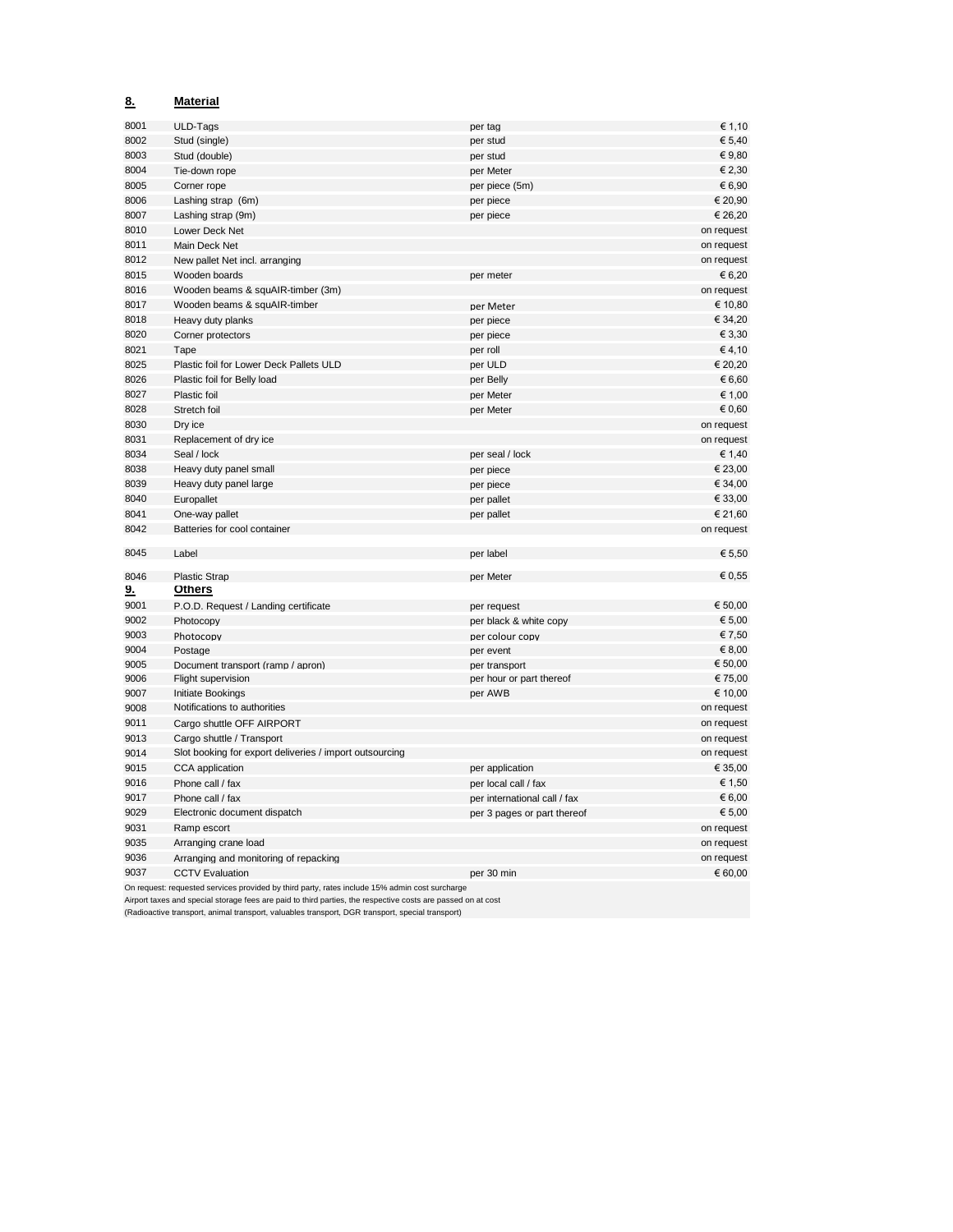## 8. Material

| | | | |
|---|---|---|---|
| 8001 | ULD-Tags | per tag | € 1,10 |
| 8002 | Stud (single) | per stud | € 5,40 |
| 8003 | Stud (double) | per stud | € 9,80 |
| 8004 | Tie-down rope | per Meter | € 2,30 |
| 8005 | Corner rope | per piece (5m) | € 6,90 |
| 8006 | Lashing strap (6m) | per piece | € 20,90 |
| 8007 | Lashing strap (9m) | per piece | € 26,20 |
| 8010 | Lower Deck Net | | on request |
| 8011 | Main Deck Net | | on request |
| 8012 | New pallet Net incl. arranging | | on request |
| 8015 | Wooden boards | per meter | € 6,20 |
| 8016 | Wooden beams & squAIR-timber (3m) | | on request |
| 8017 | Wooden beams & squAIR-timber | per Meter | € 10,80 |
| 8018 | Heavy duty planks | per piece | € 34,20 |
| 8020 | Corner protectors | per piece | € 3,30 |
| 8021 | Tape | per roll | € 4,10 |
| 8025 | Plastic foil for Lower Deck Pallets ULD | per ULD | € 20,20 |
| 8026 | Plastic foil for Belly load | per Belly | € 6,60 |
| 8027 | Plastic foil | per Meter | € 1,00 |
| 8028 | Stretch foil | per Meter | € 0,60 |
| 8030 | Dry ice | | on request |
| 8031 | Replacement of dry ice | | on request |
| 8034 | Seal / lock | per seal / lock | € 1,40 |
| 8038 | Heavy duty panel small | per piece | € 23,00 |
| 8039 | Heavy duty panel large | per piece | € 34,00 |
| 8040 | Europallet | per pallet | € 33,00 |
| 8041 | One-way pallet | per pallet | € 21,60 |
| 8042 | Batteries for cool container | | on request |
| 8045 | Label | per label | € 5,50 |
| 8046 | Plastic Strap | per Meter | € 0,55 |

## 9. Others

| | | | |
|---|---|---|---|
| 9001 | P.O.D. Request / Landing certificate | per request | € 50,00 |
| 9002 | Photocopy | per black & white copy | € 5,00 |
| 9003 | Photocopy | per colour copy | € 7,50 |
| 9004 | Postage | per event | € 8,00 |
| 9005 | Document transport (ramp / apron) | per transport | € 50,00 |
| 9006 | Flight supervision | per hour or part thereof | € 75,00 |
| 9007 | Initiate Bookings | per AWB | € 10,00 |
| 9008 | Notifications to authorities | | on request |
| 9011 | Cargo shuttle OFF AIRPORT | | on request |
| 9013 | Cargo shuttle / Transport | | on request |
| 9014 | Slot booking for export deliveries / import outsourcing | | on request |
| 9015 | CCA application | per application | € 35,00 |
| 9016 | Phone call / fax | per local call / fax | € 1,50 |
| 9017 | Phone call / fax | per international call / fax | € 6,00 |
| 9029 | Electronic document dispatch | per 3 pages or part thereof | € 5,00 |
| 9031 | Ramp escort | | on request |
| 9035 | Arranging crane load | | on request |
| 9036 | Arranging and monitoring of repacking | | on request |
| 9037 | CCTV Evaluation | per 30 min | € 60,00 |

On request: requested services provided by third party, rates include 15% admin cost surcharge
Airport taxes and special storage fees are paid to third parties, the respective costs are passed on at cost
(Radioactive transport, animal transport, valuables transport, DGR transport, special transport)